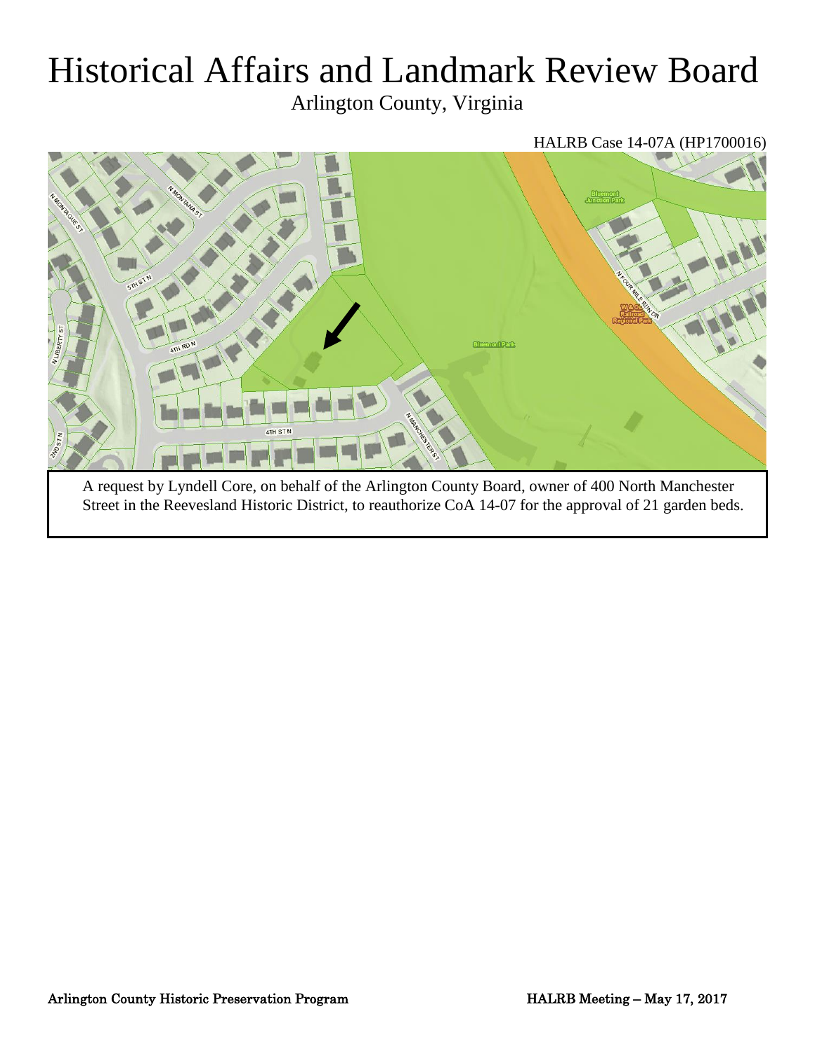# Historical Affairs and Landmark Review Board

Arlington County, Virginia

HALRB Case 14-07A (HP1700016)

A request by Lyndell Core, on behalf of the Arlington County Board, owner of 400 North Manchester Street in the Reevesland Historic District, to reauthorize CoA 14-07 for the approval of 21 garden beds.

**Arlington County Historic Preservation Program** **HALRB Meeting – May 17, 2017**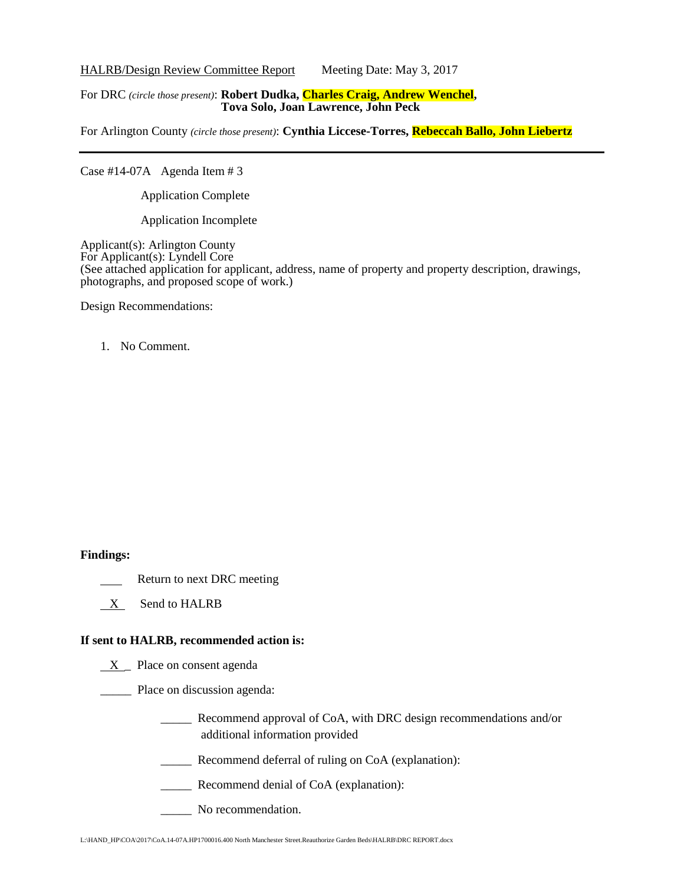HALRB/Design Review Committee Report        Meeting Date: May 3, 2017

For DRC *(circle those present)*: **Robert Dudka, Charles Craig, Andrew Wenchel, Tova Solo, Joan Lawrence, John Peck**

For Arlington County *(circle those present)*: **Cynthia Liccese-Torres, Rebeccah Ballo, John Liebertz**

---

Case #14-07A   Agenda Item # 3

Application Complete

Application Incomplete

Applicant(s): Arlington County
For Applicant(s): Lyndell Core
(See attached application for applicant, address, name of property and property description, drawings, photographs, and proposed scope of work.)

Design Recommendations:

1. No Comment.

**Findings:**

\_\_\_ Return to next DRC meeting

\_X\_ Send to HALRB

**If sent to HALRB, recommended action is:**

\_X\_ Place on consent agenda

\_\_\_\_\_ Place on discussion agenda:

\_\_\_\_\_ Recommend approval of CoA, with DRC design recommendations and/or additional information provided

\_\_\_\_\_ Recommend deferral of ruling on CoA (explanation):

\_\_\_\_\_ Recommend denial of CoA (explanation):

\_\_\_\_\_ No recommendation.

L:\HAND_HP\COA\2017\CoA.14-07A.HP1700016.400 North Manchester Street.Reauthorize Garden Beds\HALRB\DRC REPORT.docx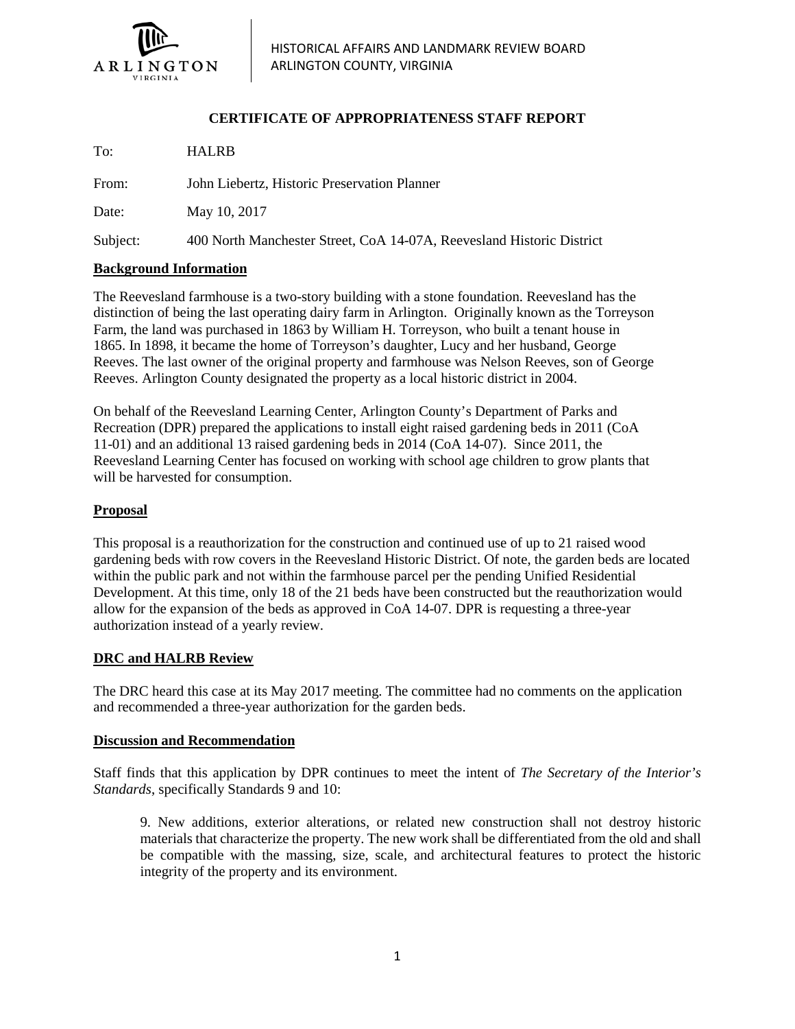HISTORICAL AFFAIRS AND LANDMARK REVIEW BOARD
ARLINGTON COUNTY, VIRGINIA

**CERTIFICATE OF APPROPRIATENESS STAFF REPORT**

To: HALRB

From: John Liebertz, Historic Preservation Planner

Date: May 10, 2017

Subject: 400 North Manchester Street, CoA 14-07A, Reevesland Historic District

## Background Information

The Reevesland farmhouse is a two-story building with a stone foundation. Reevesland has the distinction of being the last operating dairy farm in Arlington. Originally known as the Torreyson Farm, the land was purchased in 1863 by William H. Torreyson, who built a tenant house in 1865. In 1898, it became the home of Torreyson's daughter, Lucy and her husband, George Reeves. The last owner of the original property and farmhouse was Nelson Reeves, son of George Reeves. Arlington County designated the property as a local historic district in 2004.

On behalf of the Reevesland Learning Center, Arlington County's Department of Parks and Recreation (DPR) prepared the applications to install eight raised gardening beds in 2011 (CoA 11-01) and an additional 13 raised gardening beds in 2014 (CoA 14-07). Since 2011, the Reevesland Learning Center has focused on working with school age children to grow plants that will be harvested for consumption.

## Proposal

This proposal is a reauthorization for the construction and continued use of up to 21 raised wood gardening beds with row covers in the Reevesland Historic District. Of note, the garden beds are located within the public park and not within the farmhouse parcel per the pending Unified Residential Development. At this time, only 18 of the 21 beds have been constructed but the reauthorization would allow for the expansion of the beds as approved in CoA 14-07. DPR is requesting a three-year authorization instead of a yearly review.

## DRC and HALRB Review

The DRC heard this case at its May 2017 meeting. The committee had no comments on the application and recommended a three-year authorization for the garden beds.

## Discussion and Recommendation

Staff finds that this application by DPR continues to meet the intent of *The Secretary of the Interior's Standards*, specifically Standards 9 and 10:

> 9. New additions, exterior alterations, or related new construction shall not destroy historic materials that characterize the property. The new work shall be differentiated from the old and shall be compatible with the massing, size, scale, and architectural features to protect the historic integrity of the property and its environment.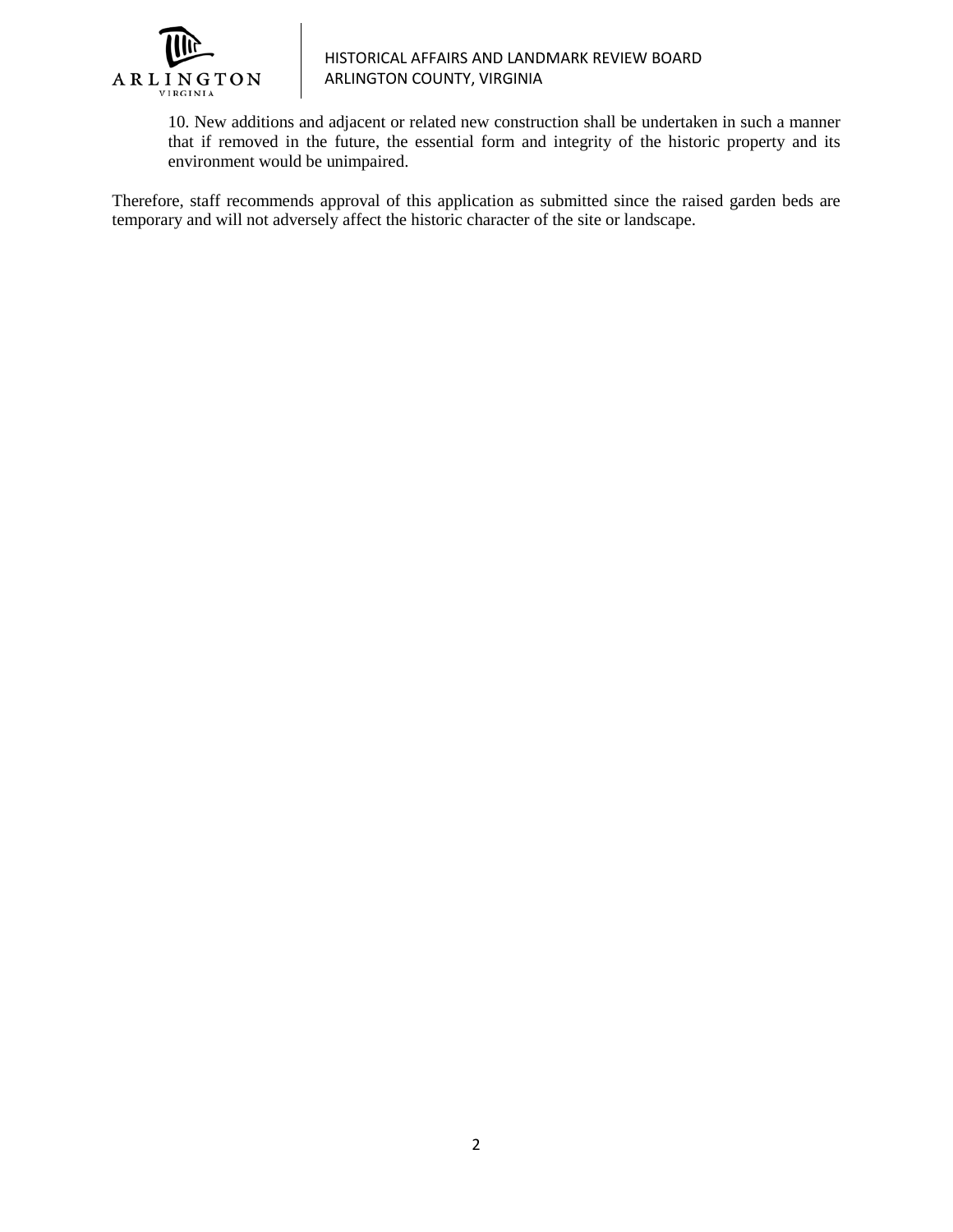10. New additions and adjacent or related new construction shall be undertaken in such a manner that if removed in the future, the essential form and integrity of the historic property and its environment would be unimpaired.

Therefore, staff recommends approval of this application as submitted since the raised garden beds are temporary and will not adversely affect the historic character of the site or landscape.